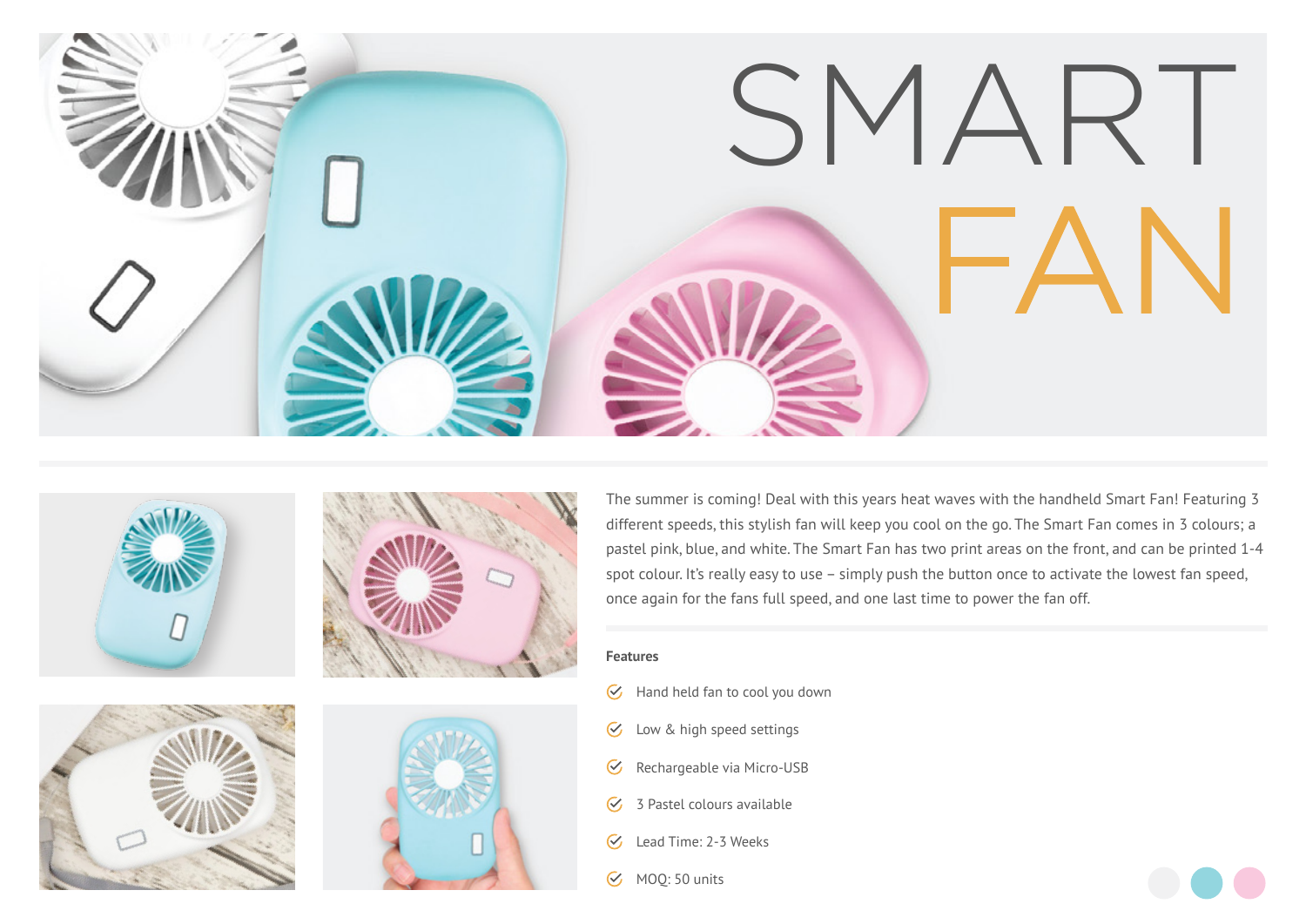# SMART FAN

The summer is coming! Deal with this years heat waves with the handheld Smart Fan! Featuring 3 different speeds, this stylish fan will keep you cool on the go. The Smart Fan comes in 3 colours; a pastel pink, blue, and white. The Smart Fan has two print areas on the front, and can be printed 1-4 spot colour. It's really easy to use – simply push the button once to activate the lowest fan speed, once again for the fans full speed, and one last time to power the fan off.

**Features**

- Hand held fan to cool you down
- Low & high speed settings
- Rechargeable via Micro-USB
- 3 Pastel colours available
- Lead Time: 2-3 Weeks
- MOQ: 50 units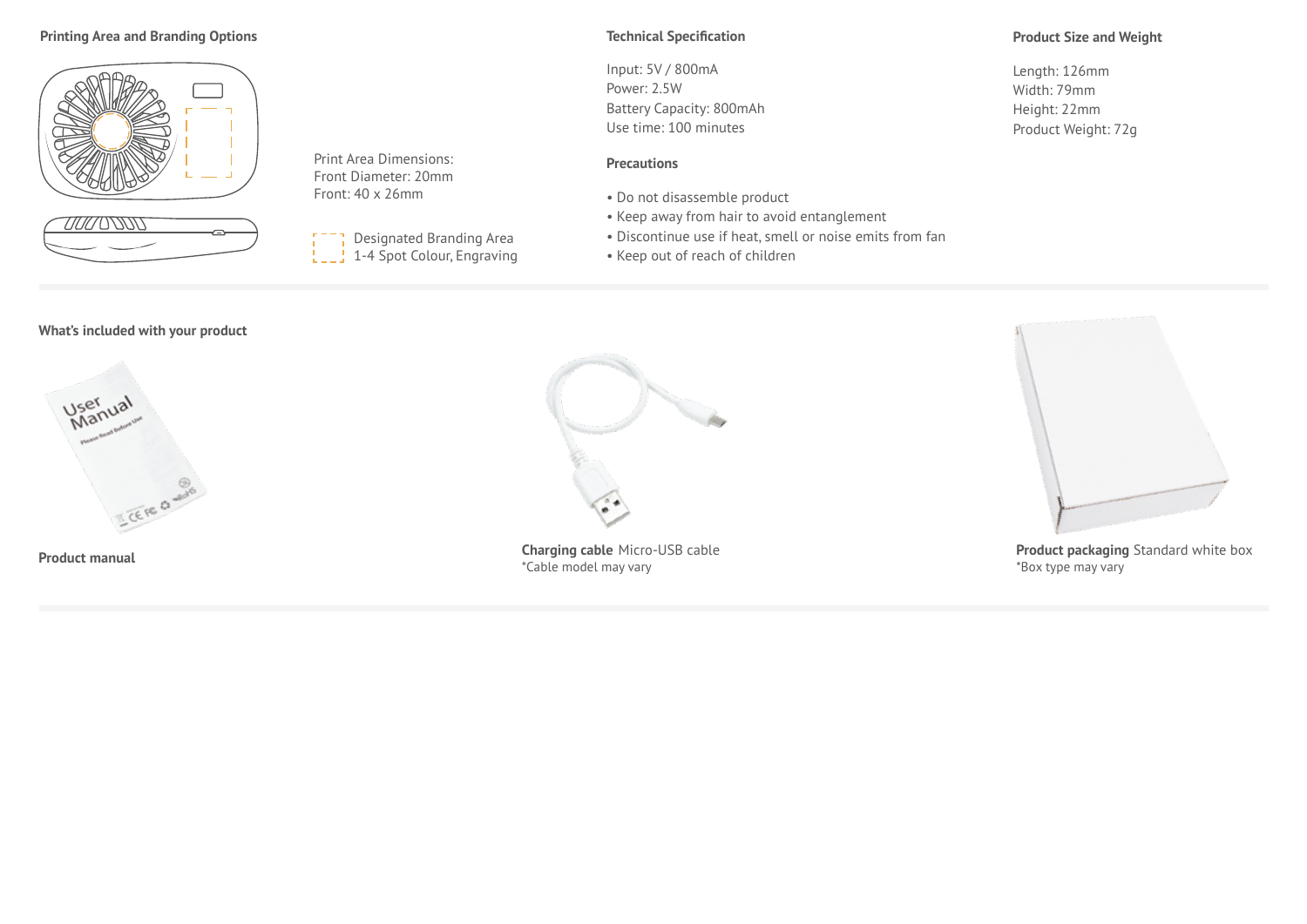## Printing Area and Branding Options

Print Area Dimensions:
Front Diameter: 20mm
Front: 40 x 26mm

Designated Branding Area
1-4 Spot Colour, Engraving

## Technical Specification

Input: 5V / 800mA
Power: 2.5W
Battery Capacity: 800mAh
Use time: 100 minutes

## Precautions

- Do not disassemble product
- Keep away from hair to avoid entanglement
- Discontinue use if heat, smell or noise emits from fan
- Keep out of reach of children

## Product Size and Weight

Length: 126mm
Width: 79mm
Height: 22mm
Product Weight: 72g

## What's included with your product

**Product manual**

**Charging cable** Micro-USB cable
*Cable model may vary

**Product packaging** Standard white box
*Box type may vary